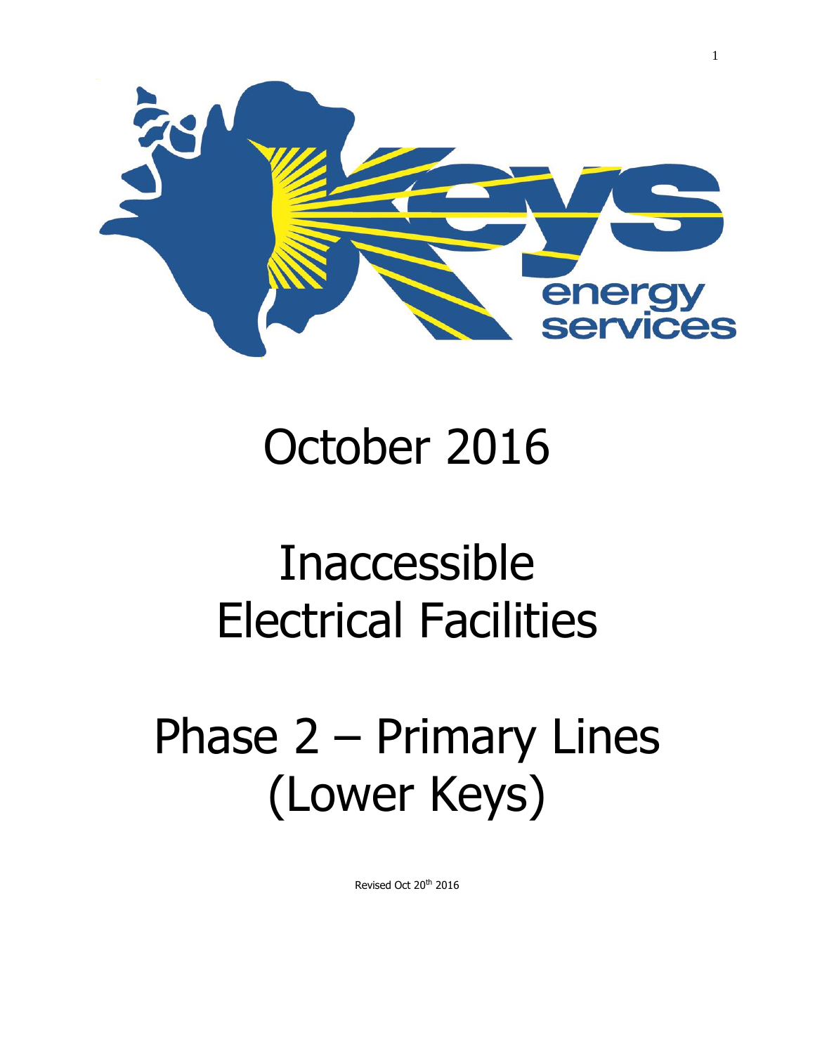# October 2016

# Inaccessible Electrical Facilities

# Phase 2 – Primary Lines (Lower Keys)

Revised Oct 20th 2016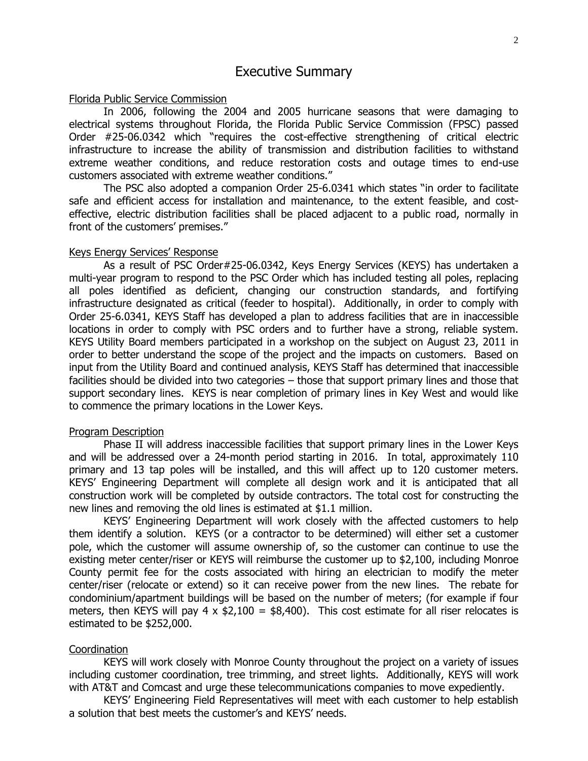# Executive Summary

Florida Public Service Commission

In 2006, following the 2004 and 2005 hurricane seasons that were damaging to electrical systems throughout Florida, the Florida Public Service Commission (FPSC) passed Order #25-06.0342 which "requires the cost-effective strengthening of critical electric infrastructure to increase the ability of transmission and distribution facilities to withstand extreme weather conditions, and reduce restoration costs and outage times to end-use customers associated with extreme weather conditions."

The PSC also adopted a companion Order 25-6.0341 which states "in order to facilitate safe and efficient access for installation and maintenance, to the extent feasible, and cost-effective, electric distribution facilities shall be placed adjacent to a public road, normally in front of the customers' premises."

Keys Energy Services' Response

As a result of PSC Order#25-06.0342, Keys Energy Services (KEYS) has undertaken a multi-year program to respond to the PSC Order which has included testing all poles, replacing all poles identified as deficient, changing our construction standards, and fortifying infrastructure designated as critical (feeder to hospital). Additionally, in order to comply with Order 25-6.0341, KEYS Staff has developed a plan to address facilities that are in inaccessible locations in order to comply with PSC orders and to further have a strong, reliable system. KEYS Utility Board members participated in a workshop on the subject on August 23, 2011 in order to better understand the scope of the project and the impacts on customers. Based on input from the Utility Board and continued analysis, KEYS Staff has determined that inaccessible facilities should be divided into two categories – those that support primary lines and those that support secondary lines. KEYS is near completion of primary lines in Key West and would like to commence the primary locations in the Lower Keys.

Program Description

Phase II will address inaccessible facilities that support primary lines in the Lower Keys and will be addressed over a 24-month period starting in 2016. In total, approximately 110 primary and 13 tap poles will be installed, and this will affect up to 120 customer meters. KEYS' Engineering Department will complete all design work and it is anticipated that all construction work will be completed by outside contractors. The total cost for constructing the new lines and removing the old lines is estimated at $1.1 million.

KEYS' Engineering Department will work closely with the affected customers to help them identify a solution. KEYS (or a contractor to be determined) will either set a customer pole, which the customer will assume ownership of, so the customer can continue to use the existing meter center/riser or KEYS will reimburse the customer up to $2,100, including Monroe County permit fee for the costs associated with hiring an electrician to modify the meter center/riser (relocate or extend) so it can receive power from the new lines. The rebate for condominium/apartment buildings will be based on the number of meters; (for example if four meters, then KEYS will pay 4 x $2,100 = $8,400). This cost estimate for all riser relocates is estimated to be $252,000.

Coordination

KEYS will work closely with Monroe County throughout the project on a variety of issues including customer coordination, tree trimming, and street lights. Additionally, KEYS will work with AT&T and Comcast and urge these telecommunications companies to move expediently.

KEYS' Engineering Field Representatives will meet with each customer to help establish a solution that best meets the customer's and KEYS' needs.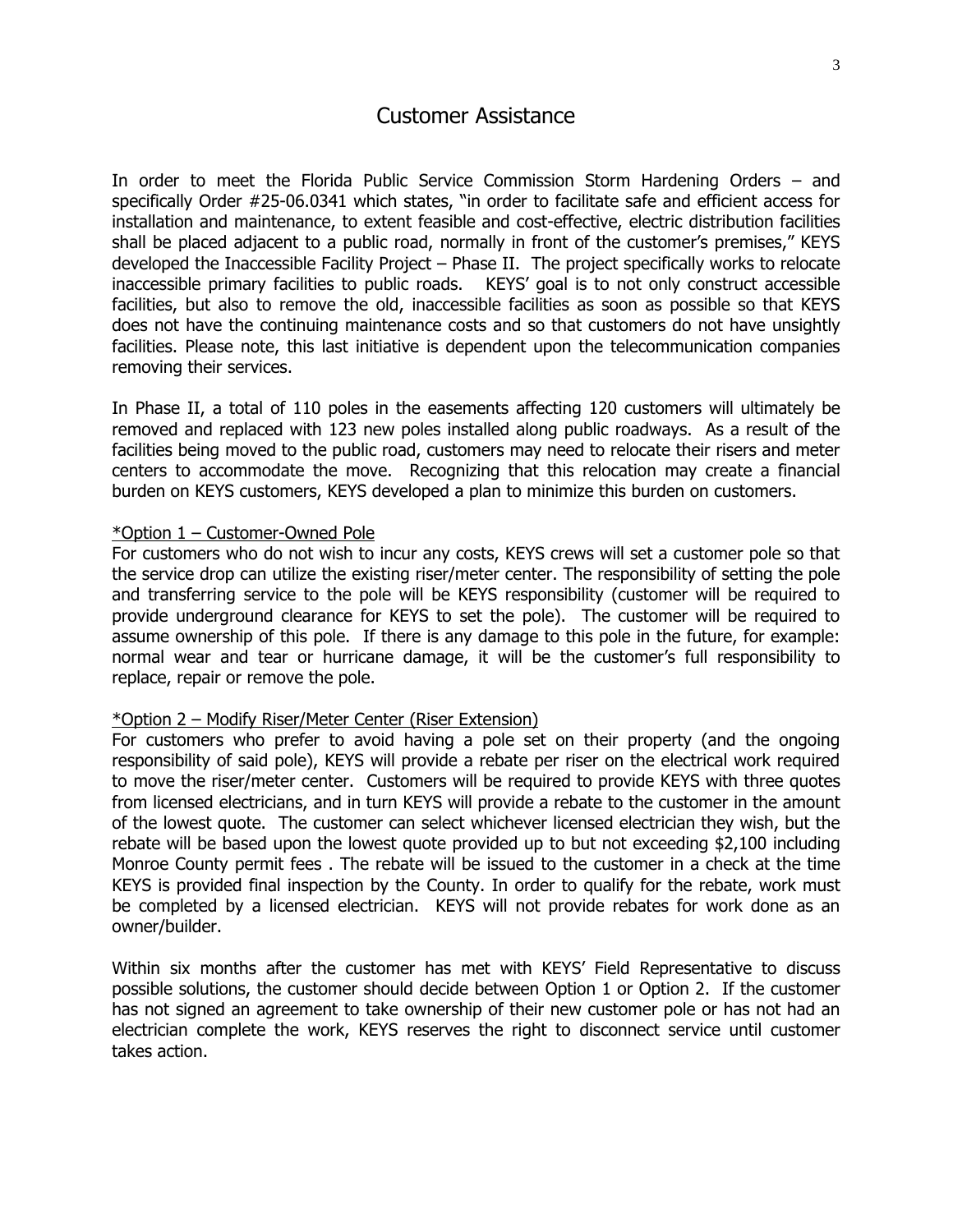# Customer Assistance

In order to meet the Florida Public Service Commission Storm Hardening Orders – and specifically Order #25-06.0341 which states, "in order to facilitate safe and efficient access for installation and maintenance, to extent feasible and cost-effective, electric distribution facilities shall be placed adjacent to a public road, normally in front of the customer's premises," KEYS developed the Inaccessible Facility Project – Phase II. The project specifically works to relocate inaccessible primary facilities to public roads. KEYS' goal is to not only construct accessible facilities, but also to remove the old, inaccessible facilities as soon as possible so that KEYS does not have the continuing maintenance costs and so that customers do not have unsightly facilities. Please note, this last initiative is dependent upon the telecommunication companies removing their services.

In Phase II, a total of 110 poles in the easements affecting 120 customers will ultimately be removed and replaced with 123 new poles installed along public roadways. As a result of the facilities being moved to the public road, customers may need to relocate their risers and meter centers to accommodate the move. Recognizing that this relocation may create a financial burden on KEYS customers, KEYS developed a plan to minimize this burden on customers.

*Option 1 – Customer-Owned Pole*

For customers who do not wish to incur any costs, KEYS crews will set a customer pole so that the service drop can utilize the existing riser/meter center. The responsibility of setting the pole and transferring service to the pole will be KEYS responsibility (customer will be required to provide underground clearance for KEYS to set the pole). The customer will be required to assume ownership of this pole. If there is any damage to this pole in the future, for example: normal wear and tear or hurricane damage, it will be the customer's full responsibility to replace, repair or remove the pole.

*Option 2 – Modify Riser/Meter Center (Riser Extension)*

For customers who prefer to avoid having a pole set on their property (and the ongoing responsibility of said pole), KEYS will provide a rebate per riser on the electrical work required to move the riser/meter center. Customers will be required to provide KEYS with three quotes from licensed electricians, and in turn KEYS will provide a rebate to the customer in the amount of the lowest quote. The customer can select whichever licensed electrician they wish, but the rebate will be based upon the lowest quote provided up to but not exceeding $2,100 including Monroe County permit fees . The rebate will be issued to the customer in a check at the time KEYS is provided final inspection by the County. In order to qualify for the rebate, work must be completed by a licensed electrician. KEYS will not provide rebates for work done as an owner/builder.

Within six months after the customer has met with KEYS' Field Representative to discuss possible solutions, the customer should decide between Option 1 or Option 2. If the customer has not signed an agreement to take ownership of their new customer pole or has not had an electrician complete the work, KEYS reserves the right to disconnect service until customer takes action.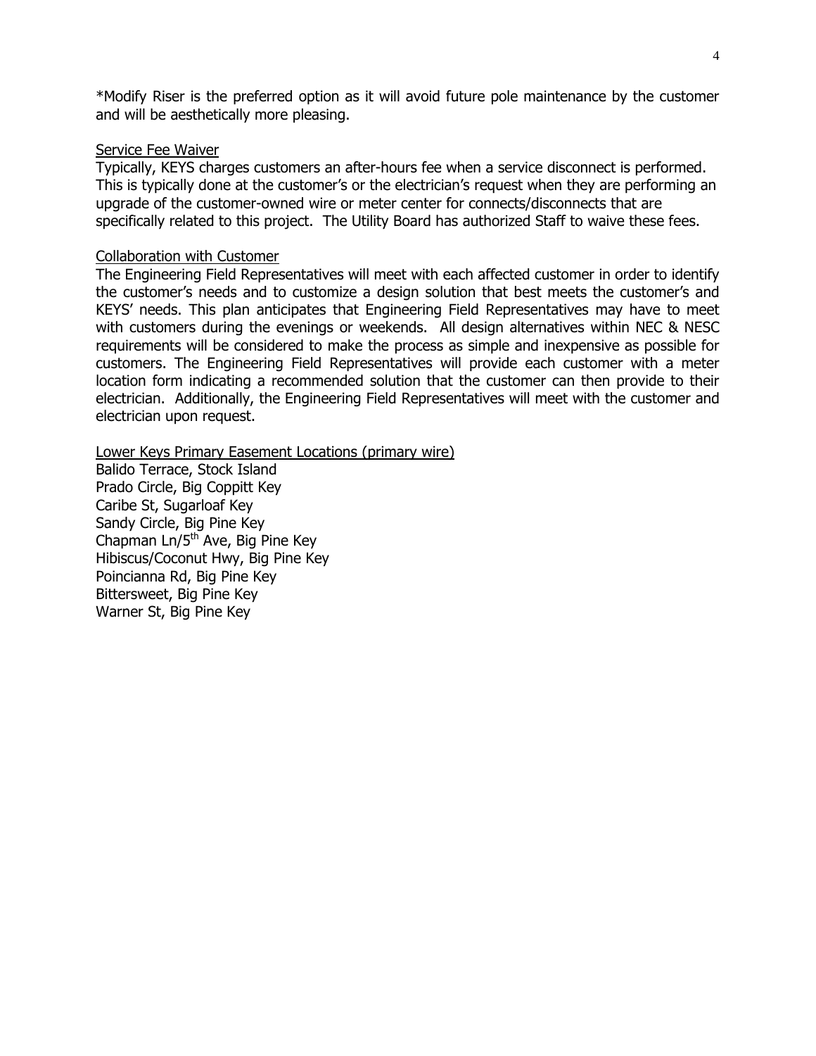*Modify Riser is the preferred option as it will avoid future pole maintenance by the customer and will be aesthetically more pleasing.

<u>Service Fee Waiver</u>

Typically, KEYS charges customers an after-hours fee when a service disconnect is performed. This is typically done at the customer's or the electrician's request when they are performing an upgrade of the customer-owned wire or meter center for connects/disconnects that are specifically related to this project. The Utility Board has authorized Staff to waive these fees.

<u>Collaboration with Customer</u>

The Engineering Field Representatives will meet with each affected customer in order to identify the customer's needs and to customize a design solution that best meets the customer's and KEYS' needs. This plan anticipates that Engineering Field Representatives may have to meet with customers during the evenings or weekends. All design alternatives within NEC & NESC requirements will be considered to make the process as simple and inexpensive as possible for customers. The Engineering Field Representatives will provide each customer with a meter location form indicating a recommended solution that the customer can then provide to their electrician. Additionally, the Engineering Field Representatives will meet with the customer and electrician upon request.

<u>Lower Keys Primary Easement Locations (primary wire)</u>

Balido Terrace, Stock Island
Prado Circle, Big Coppitt Key
Caribe St, Sugarloaf Key
Sandy Circle, Big Pine Key
Chapman Ln/5th Ave, Big Pine Key
Hibiscus/Coconut Hwy, Big Pine Key
Poincianna Rd, Big Pine Key
Bittersweet, Big Pine Key
Warner St, Big Pine Key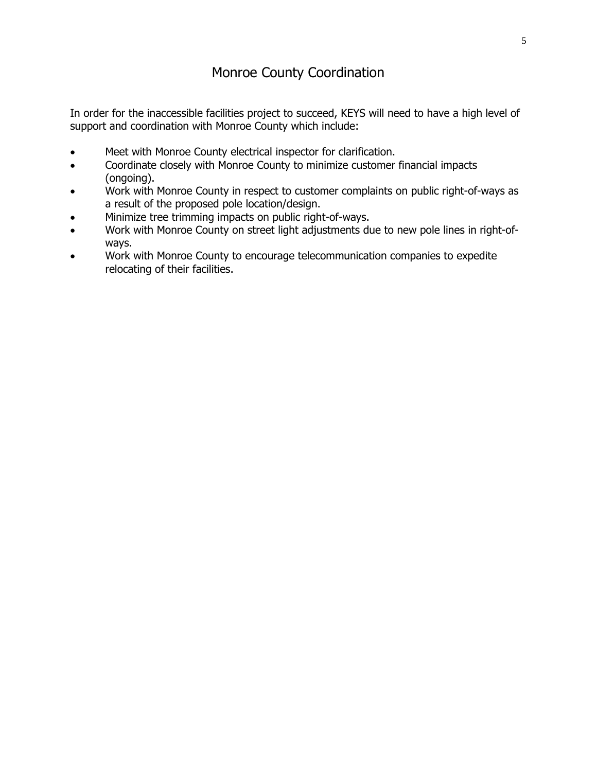# Monroe County Coordination

In order for the inaccessible facilities project to succeed, KEYS will need to have a high level of support and coordination with Monroe County which include:

- Meet with Monroe County electrical inspector for clarification.
- Coordinate closely with Monroe County to minimize customer financial impacts (ongoing).
- Work with Monroe County in respect to customer complaints on public right-of-ways as a result of the proposed pole location/design.
- Minimize tree trimming impacts on public right-of-ways.
- Work with Monroe County on street light adjustments due to new pole lines in right-of-ways.
- Work with Monroe County to encourage telecommunication companies to expedite relocating of their facilities.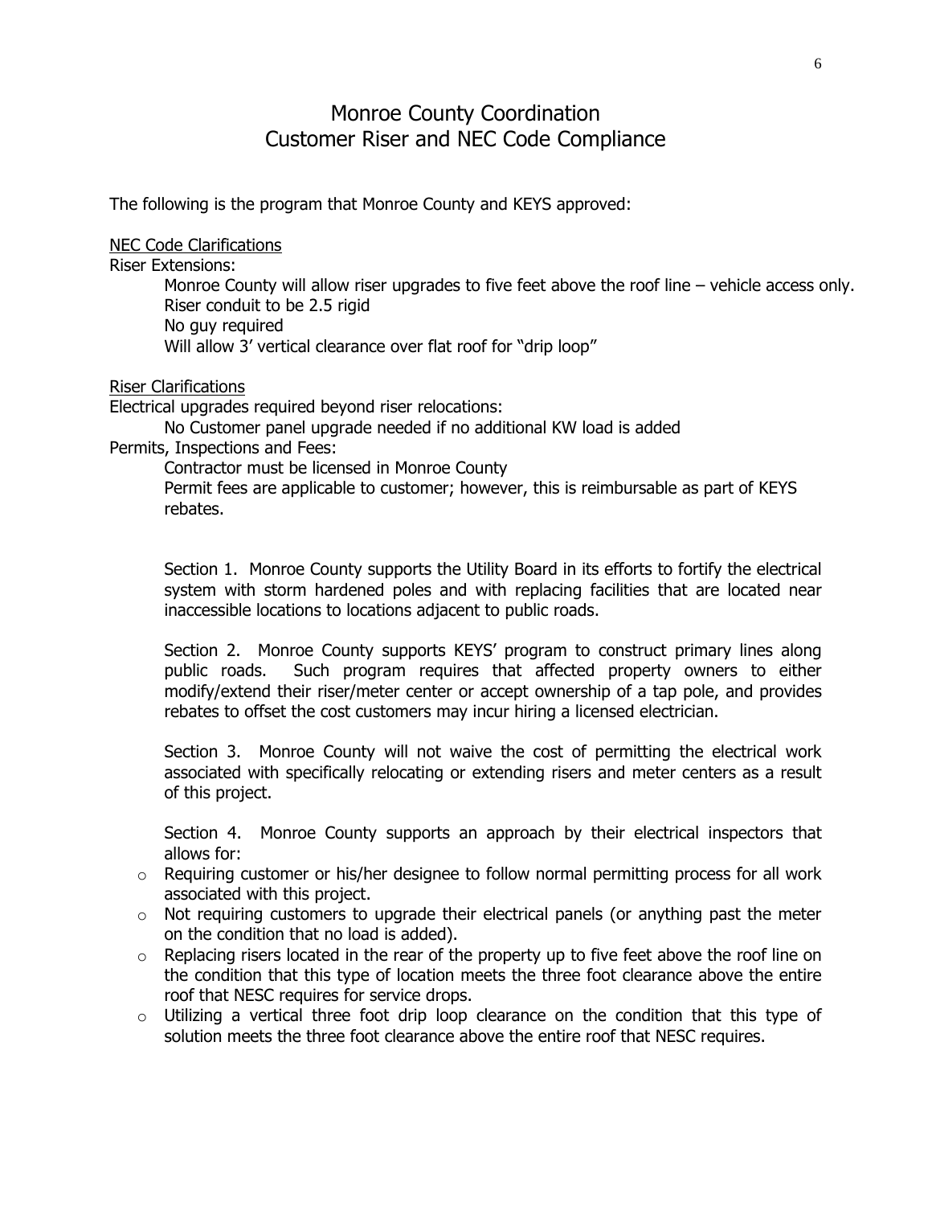# Monroe County Coordination
# Customer Riser and NEC Code Compliance

The following is the program that Monroe County and KEYS approved:

<u>NEC Code Clarifications</u>

Riser Extensions:

> Monroe County will allow riser upgrades to five feet above the roof line – vehicle access only.
> Riser conduit to be 2.5 rigid
> No guy required
> Will allow 3' vertical clearance over flat roof for "drip loop"

<u>Riser Clarifications</u>

Electrical upgrades required beyond riser relocations:

> No Customer panel upgrade needed if no additional KW load is added

Permits, Inspections and Fees:

> Contractor must be licensed in Monroe County
> Permit fees are applicable to customer; however, this is reimbursable as part of KEYS rebates.

Section 1. Monroe County supports the Utility Board in its efforts to fortify the electrical system with storm hardened poles and with replacing facilities that are located near inaccessible locations to locations adjacent to public roads.

Section 2. Monroe County supports KEYS' program to construct primary lines along public roads. Such program requires that affected property owners to either modify/extend their riser/meter center or accept ownership of a tap pole, and provides rebates to offset the cost customers may incur hiring a licensed electrician.

Section 3. Monroe County will not waive the cost of permitting the electrical work associated with specifically relocating or extending risers and meter centers as a result of this project.

Section 4. Monroe County supports an approach by their electrical inspectors that allows for:

- Requiring customer or his/her designee to follow normal permitting process for all work associated with this project.
- Not requiring customers to upgrade their electrical panels (or anything past the meter on the condition that no load is added).
- Replacing risers located in the rear of the property up to five feet above the roof line on the condition that this type of location meets the three foot clearance above the entire roof that NESC requires for service drops.
- Utilizing a vertical three foot drip loop clearance on the condition that this type of solution meets the three foot clearance above the entire roof that NESC requires.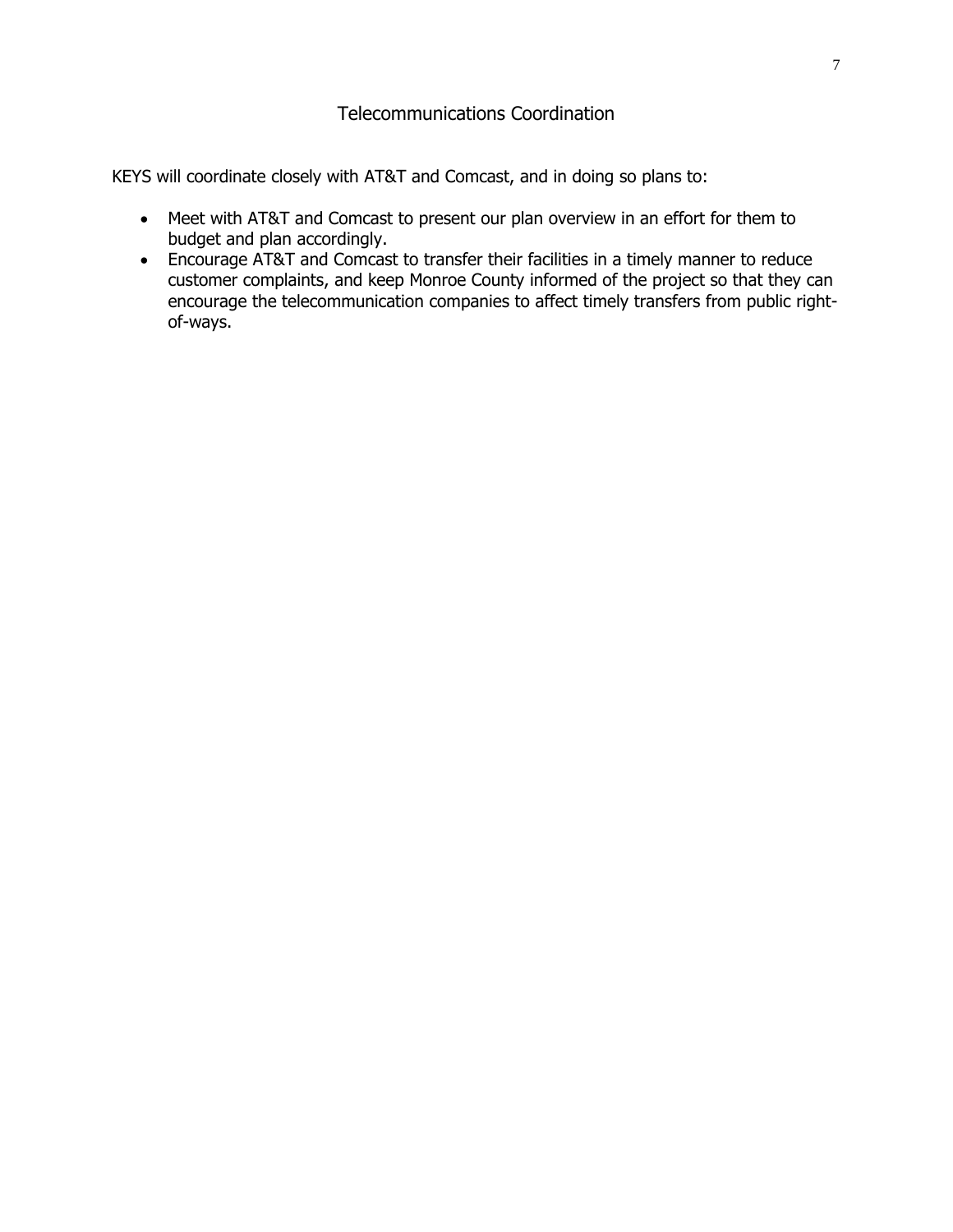## Telecommunications Coordination

KEYS will coordinate closely with AT&T and Comcast, and in doing so plans to:

- Meet with AT&T and Comcast to present our plan overview in an effort for them to budget and plan accordingly.
- Encourage AT&T and Comcast to transfer their facilities in a timely manner to reduce customer complaints, and keep Monroe County informed of the project so that they can encourage the telecommunication companies to affect timely transfers from public right-of-ways.